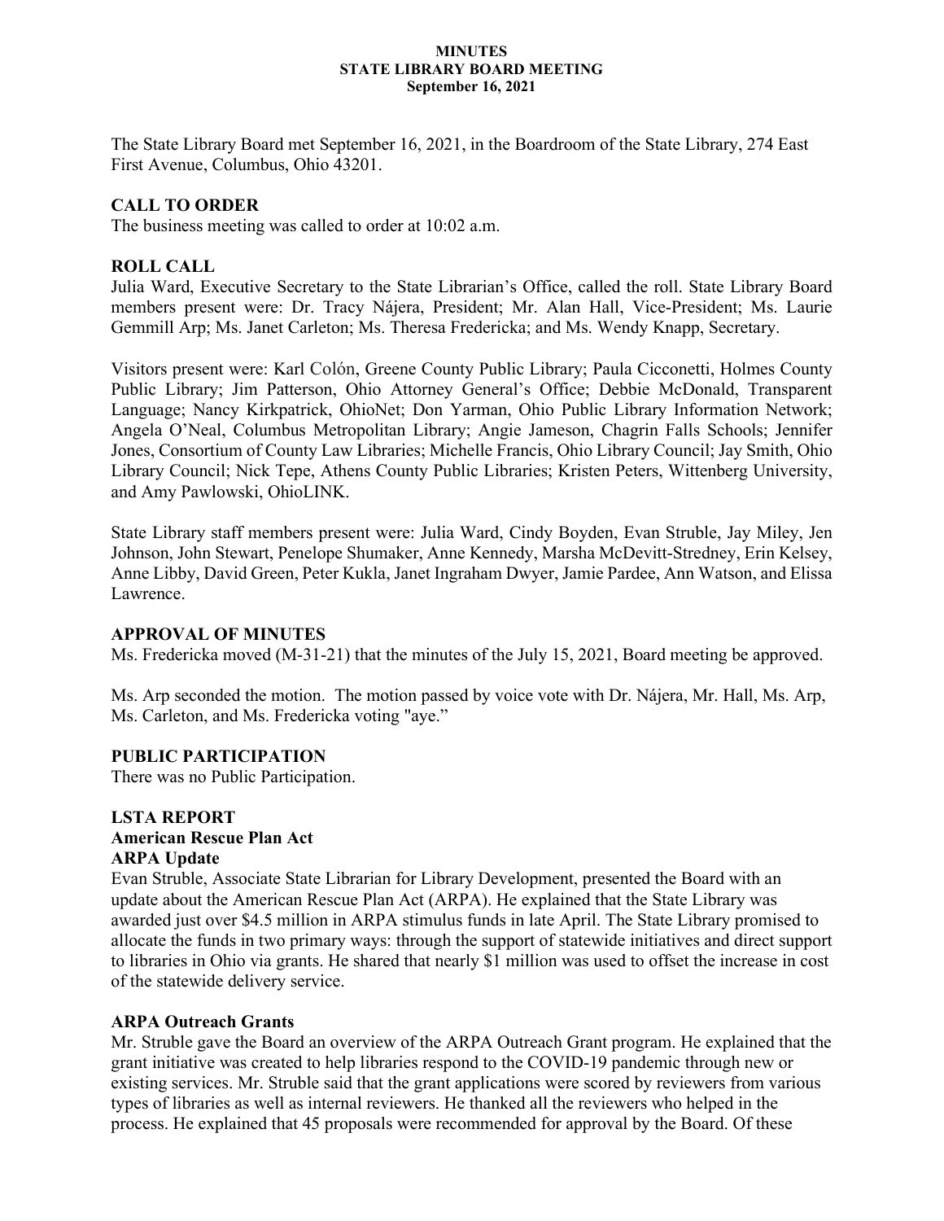**MINUTES**
**STATE LIBRARY BOARD MEETING**
**September 16, 2021**

The State Library Board met September 16, 2021, in the Boardroom of the State Library, 274 East First Avenue, Columbus, Ohio 43201.

## CALL TO ORDER

The business meeting was called to order at 10:02 a.m.

## ROLL CALL

Julia Ward, Executive Secretary to the State Librarian's Office, called the roll. State Library Board members present were: Dr. Tracy Nájera, President; Mr. Alan Hall, Vice-President; Ms. Laurie Gemmill Arp; Ms. Janet Carleton; Ms. Theresa Fredericka; and Ms. Wendy Knapp, Secretary.

Visitors present were: Karl Colón, Greene County Public Library; Paula Cicconetti, Holmes County Public Library; Jim Patterson, Ohio Attorney General's Office; Debbie McDonald, Transparent Language; Nancy Kirkpatrick, OhioNet; Don Yarman, Ohio Public Library Information Network; Angela O'Neal, Columbus Metropolitan Library; Angie Jameson, Chagrin Falls Schools; Jennifer Jones, Consortium of County Law Libraries; Michelle Francis, Ohio Library Council; Jay Smith, Ohio Library Council; Nick Tepe, Athens County Public Libraries; Kristen Peters, Wittenberg University, and Amy Pawlowski, OhioLINK.

State Library staff members present were: Julia Ward, Cindy Boyden, Evan Struble, Jay Miley, Jen Johnson, John Stewart, Penelope Shumaker, Anne Kennedy, Marsha McDevitt-Stredney, Erin Kelsey, Anne Libby, David Green, Peter Kukla, Janet Ingraham Dwyer, Jamie Pardee, Ann Watson, and Elissa Lawrence.

## APPROVAL OF MINUTES

Ms. Fredericka moved (M-31-21) that the minutes of the July 15, 2021, Board meeting be approved.

Ms. Arp seconded the motion. The motion passed by voice vote with Dr. Nájera, Mr. Hall, Ms. Arp, Ms. Carleton, and Ms. Fredericka voting "aye."

## PUBLIC PARTICIPATION

There was no Public Participation.

## LSTA REPORT

### American Rescue Plan Act

### ARPA Update

Evan Struble, Associate State Librarian for Library Development, presented the Board with an update about the American Rescue Plan Act (ARPA). He explained that the State Library was awarded just over $4.5 million in ARPA stimulus funds in late April. The State Library promised to allocate the funds in two primary ways: through the support of statewide initiatives and direct support to libraries in Ohio via grants. He shared that nearly $1 million was used to offset the increase in cost of the statewide delivery service.

### ARPA Outreach Grants

Mr. Struble gave the Board an overview of the ARPA Outreach Grant program. He explained that the grant initiative was created to help libraries respond to the COVID-19 pandemic through new or existing services. Mr. Struble said that the grant applications were scored by reviewers from various types of libraries as well as internal reviewers. He thanked all the reviewers who helped in the process. He explained that 45 proposals were recommended for approval by the Board. Of these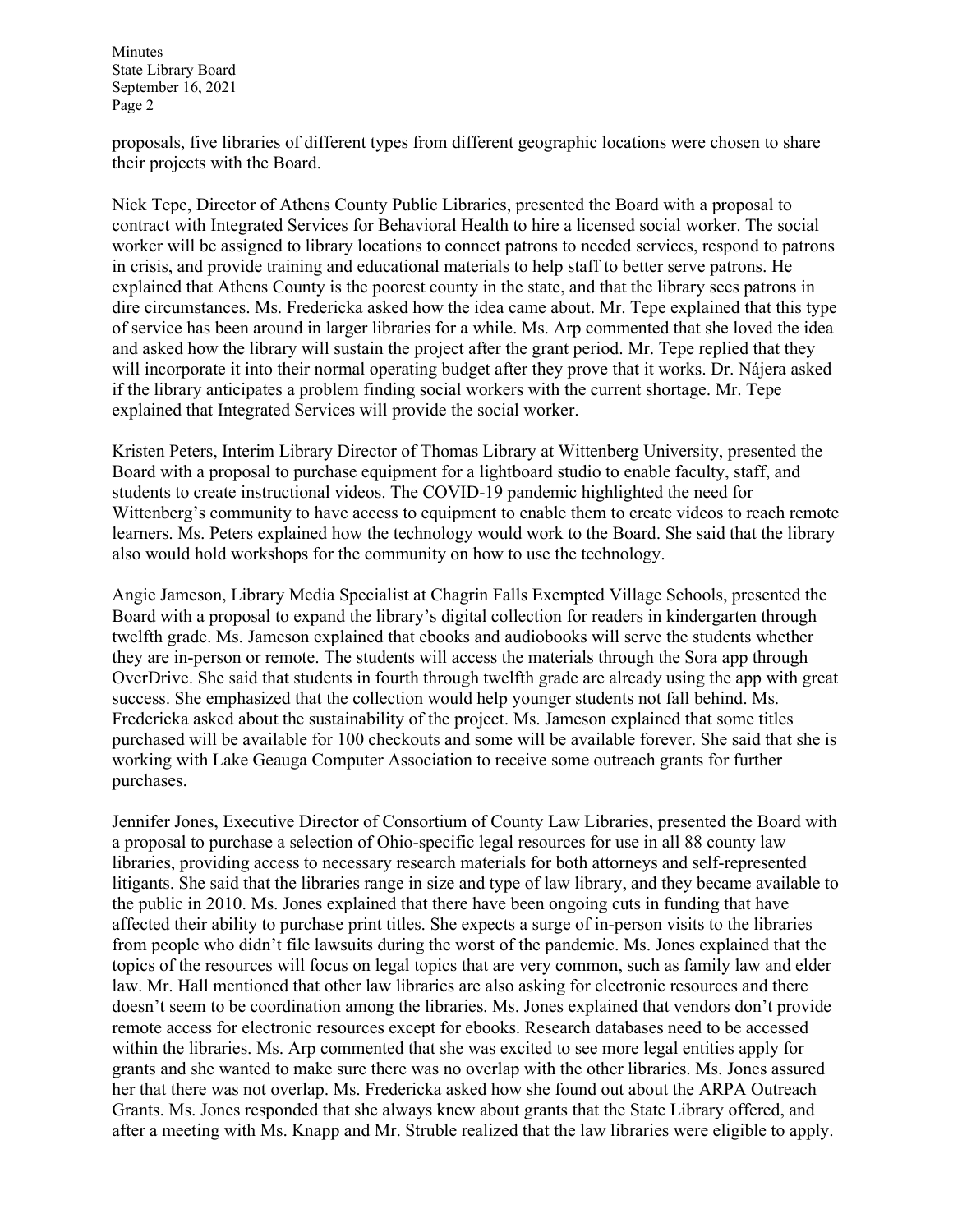proposals, five libraries of different types from different geographic locations were chosen to share their projects with the Board.

Nick Tepe, Director of Athens County Public Libraries, presented the Board with a proposal to contract with Integrated Services for Behavioral Health to hire a licensed social worker. The social worker will be assigned to library locations to connect patrons to needed services, respond to patrons in crisis, and provide training and educational materials to help staff to better serve patrons. He explained that Athens County is the poorest county in the state, and that the library sees patrons in dire circumstances. Ms. Fredericka asked how the idea came about. Mr. Tepe explained that this type of service has been around in larger libraries for a while. Ms. Arp commented that she loved the idea and asked how the library will sustain the project after the grant period. Mr. Tepe replied that they will incorporate it into their normal operating budget after they prove that it works. Dr. Nájera asked if the library anticipates a problem finding social workers with the current shortage. Mr. Tepe explained that Integrated Services will provide the social worker.

Kristen Peters, Interim Library Director of Thomas Library at Wittenberg University, presented the Board with a proposal to purchase equipment for a lightboard studio to enable faculty, staff, and students to create instructional videos. The COVID-19 pandemic highlighted the need for Wittenberg's community to have access to equipment to enable them to create videos to reach remote learners. Ms. Peters explained how the technology would work to the Board. She said that the library also would hold workshops for the community on how to use the technology.

Angie Jameson, Library Media Specialist at Chagrin Falls Exempted Village Schools, presented the Board with a proposal to expand the library's digital collection for readers in kindergarten through twelfth grade. Ms. Jameson explained that ebooks and audiobooks will serve the students whether they are in-person or remote. The students will access the materials through the Sora app through OverDrive. She said that students in fourth through twelfth grade are already using the app with great success. She emphasized that the collection would help younger students not fall behind. Ms. Fredericka asked about the sustainability of the project. Ms. Jameson explained that some titles purchased will be available for 100 checkouts and some will be available forever. She said that she is working with Lake Geauga Computer Association to receive some outreach grants for further purchases.

Jennifer Jones, Executive Director of Consortium of County Law Libraries, presented the Board with a proposal to purchase a selection of Ohio-specific legal resources for use in all 88 county law libraries, providing access to necessary research materials for both attorneys and self-represented litigants. She said that the libraries range in size and type of law library, and they became available to the public in 2010. Ms. Jones explained that there have been ongoing cuts in funding that have affected their ability to purchase print titles. She expects a surge of in-person visits to the libraries from people who didn't file lawsuits during the worst of the pandemic. Ms. Jones explained that the topics of the resources will focus on legal topics that are very common, such as family law and elder law. Mr. Hall mentioned that other law libraries are also asking for electronic resources and there doesn't seem to be coordination among the libraries. Ms. Jones explained that vendors don't provide remote access for electronic resources except for ebooks. Research databases need to be accessed within the libraries. Ms. Arp commented that she was excited to see more legal entities apply for grants and she wanted to make sure there was no overlap with the other libraries. Ms. Jones assured her that there was not overlap. Ms. Fredericka asked how she found out about the ARPA Outreach Grants. Ms. Jones responded that she always knew about grants that the State Library offered, and after a meeting with Ms. Knapp and Mr. Struble realized that the law libraries were eligible to apply.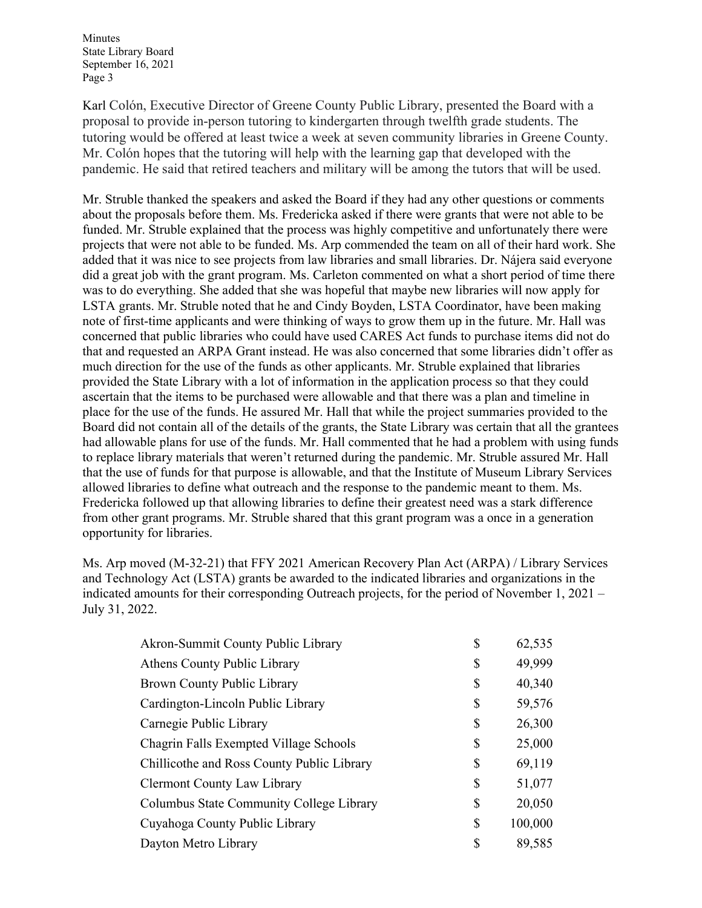Karl Colón, Executive Director of Greene County Public Library, presented the Board with a proposal to provide in-person tutoring to kindergarten through twelfth grade students. The tutoring would be offered at least twice a week at seven community libraries in Greene County. Mr. Colón hopes that the tutoring will help with the learning gap that developed with the pandemic. He said that retired teachers and military will be among the tutors that will be used.

Mr. Struble thanked the speakers and asked the Board if they had any other questions or comments about the proposals before them. Ms. Fredericka asked if there were grants that were not able to be funded. Mr. Struble explained that the process was highly competitive and unfortunately there were projects that were not able to be funded. Ms. Arp commended the team on all of their hard work. She added that it was nice to see projects from law libraries and small libraries. Dr. Nájera said everyone did a great job with the grant program. Ms. Carleton commented on what a short period of time there was to do everything. She added that she was hopeful that maybe new libraries will now apply for LSTA grants. Mr. Struble noted that he and Cindy Boyden, LSTA Coordinator, have been making note of first-time applicants and were thinking of ways to grow them up in the future. Mr. Hall was concerned that public libraries who could have used CARES Act funds to purchase items did not do that and requested an ARPA Grant instead. He was also concerned that some libraries didn't offer as much direction for the use of the funds as other applicants. Mr. Struble explained that libraries provided the State Library with a lot of information in the application process so that they could ascertain that the items to be purchased were allowable and that there was a plan and timeline in place for the use of the funds. He assured Mr. Hall that while the project summaries provided to the Board did not contain all of the details of the grants, the State Library was certain that all the grantees had allowable plans for use of the funds. Mr. Hall commented that he had a problem with using funds to replace library materials that weren't returned during the pandemic. Mr. Struble assured Mr. Hall that the use of funds for that purpose is allowable, and that the Institute of Museum Library Services allowed libraries to define what outreach and the response to the pandemic meant to them. Ms. Fredericka followed up that allowing libraries to define their greatest need was a stark difference from other grant programs. Mr. Struble shared that this grant program was a once in a generation opportunity for libraries.

Ms. Arp moved (M-32-21) that FFY 2021 American Recovery Plan Act (ARPA) / Library Services and Technology Act (LSTA) grants be awarded to the indicated libraries and organizations in the indicated amounts for their corresponding Outreach projects, for the period of November 1, 2021 – July 31, 2022.

| Library | | Amount |
|---|---|---|
| Akron-Summit County Public Library | $ | 62,535 |
| Athens County Public Library | $ | 49,999 |
| Brown County Public Library | $ | 40,340 |
| Cardington-Lincoln Public Library | $ | 59,576 |
| Carnegie Public Library | $ | 26,300 |
| Chagrin Falls Exempted Village Schools | $ | 25,000 |
| Chillicothe and Ross County Public Library | $ | 69,119 |
| Clermont County Law Library | $ | 51,077 |
| Columbus State Community College Library | $ | 20,050 |
| Cuyahoga County Public Library | $ | 100,000 |
| Dayton Metro Library | $ | 89,585 |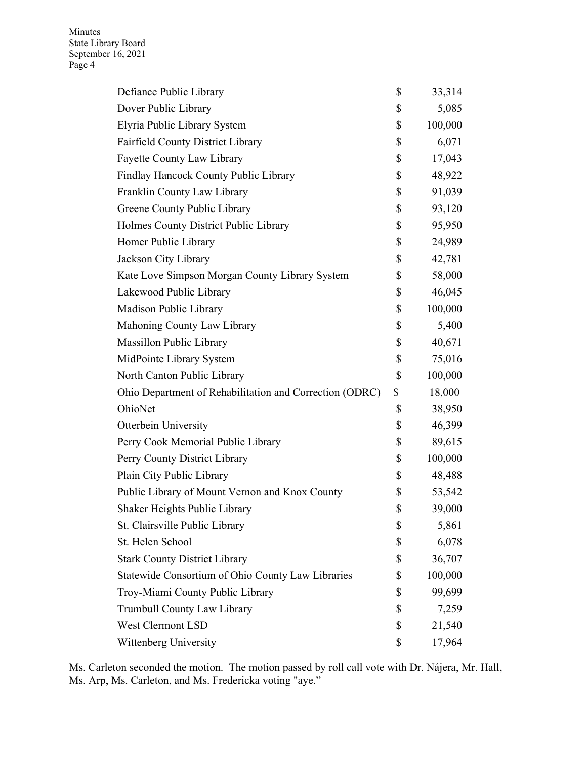| | | |
|---|---|---|
| Defiance Public Library | $ | 33,314 |
| Dover Public Library | $ | 5,085 |
| Elyria Public Library System | $ | 100,000 |
| Fairfield County District Library | $ | 6,071 |
| Fayette County Law Library | $ | 17,043 |
| Findlay Hancock County Public Library | $ | 48,922 |
| Franklin County Law Library | $ | 91,039 |
| Greene County Public Library | $ | 93,120 |
| Holmes County District Public Library | $ | 95,950 |
| Homer Public Library | $ | 24,989 |
| Jackson City Library | $ | 42,781 |
| Kate Love Simpson Morgan County Library System | $ | 58,000 |
| Lakewood Public Library | $ | 46,045 |
| Madison Public Library | $ | 100,000 |
| Mahoning County Law Library | $ | 5,400 |
| Massillon Public Library | $ | 40,671 |
| MidPointe Library System | $ | 75,016 |
| North Canton Public Library | $ | 100,000 |
| Ohio Department of Rehabilitation and Correction (ODRC) | $ | 18,000 |
| OhioNet | $ | 38,950 |
| Otterbein University | $ | 46,399 |
| Perry Cook Memorial Public Library | $ | 89,615 |
| Perry County District Library | $ | 100,000 |
| Plain City Public Library | $ | 48,488 |
| Public Library of Mount Vernon and Knox County | $ | 53,542 |
| Shaker Heights Public Library | $ | 39,000 |
| St. Clairsville Public Library | $ | 5,861 |
| St. Helen School | $ | 6,078 |
| Stark County District Library | $ | 36,707 |
| Statewide Consortium of Ohio County Law Libraries | $ | 100,000 |
| Troy-Miami County Public Library | $ | 99,699 |
| Trumbull County Law Library | $ | 7,259 |
| West Clermont LSD | $ | 21,540 |
| Wittenberg University | $ | 17,964 |

Ms. Carleton seconded the motion. The motion passed by roll call vote with Dr. Nájera, Mr. Hall, Ms. Arp, Ms. Carleton, and Ms. Fredericka voting "aye."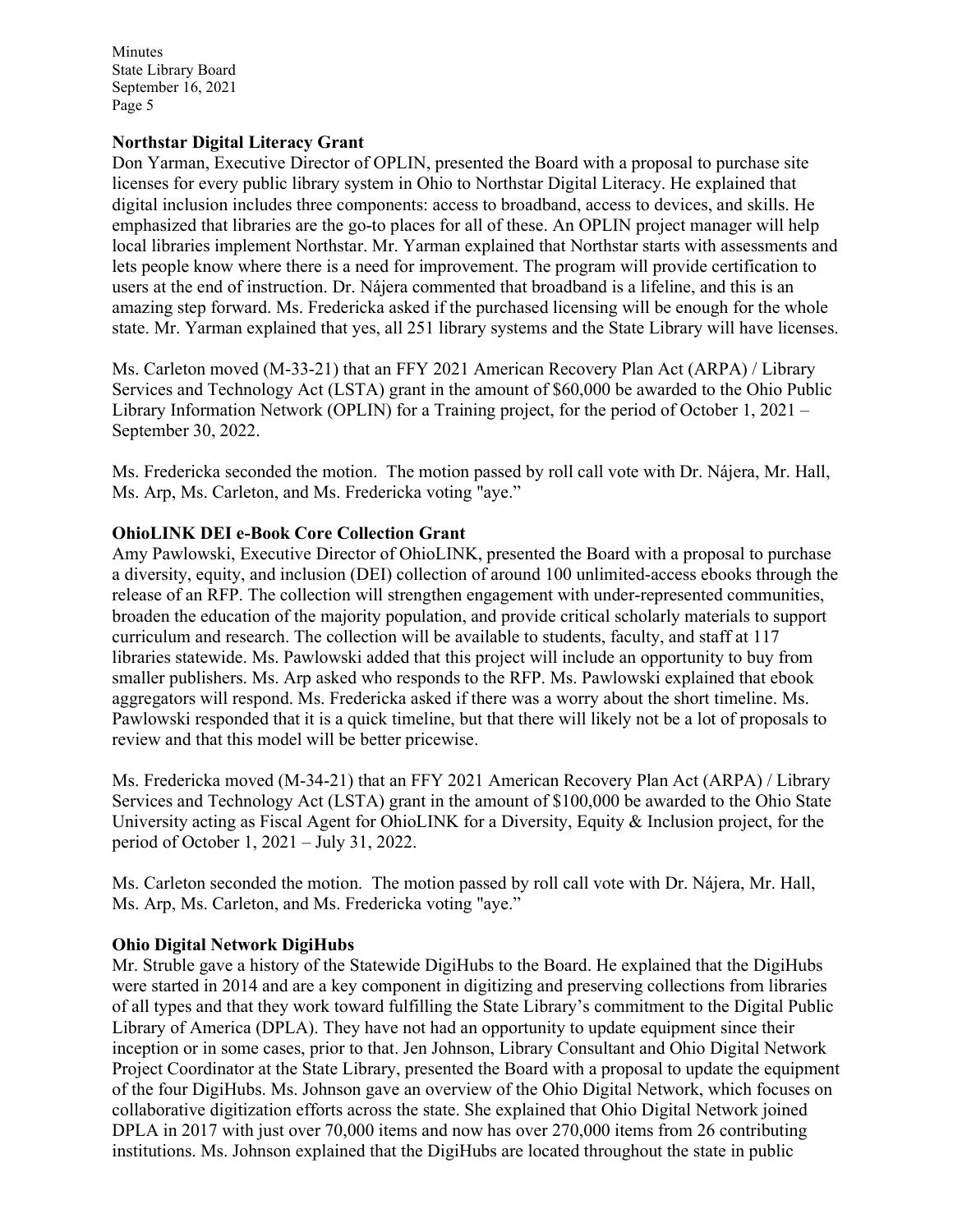**Northstar Digital Literacy Grant**

Don Yarman, Executive Director of OPLIN, presented the Board with a proposal to purchase site licenses for every public library system in Ohio to Northstar Digital Literacy. He explained that digital inclusion includes three components: access to broadband, access to devices, and skills. He emphasized that libraries are the go-to places for all of these. An OPLIN project manager will help local libraries implement Northstar. Mr. Yarman explained that Northstar starts with assessments and lets people know where there is a need for improvement. The program will provide certification to users at the end of instruction. Dr. Nájera commented that broadband is a lifeline, and this is an amazing step forward. Ms. Fredericka asked if the purchased licensing will be enough for the whole state. Mr. Yarman explained that yes, all 251 library systems and the State Library will have licenses.

Ms. Carleton moved (M-33-21) that an FFY 2021 American Recovery Plan Act (ARPA) / Library Services and Technology Act (LSTA) grant in the amount of $60,000 be awarded to the Ohio Public Library Information Network (OPLIN) for a Training project, for the period of October 1, 2021 – September 30, 2022.

Ms. Fredericka seconded the motion. The motion passed by roll call vote with Dr. Nájera, Mr. Hall, Ms. Arp, Ms. Carleton, and Ms. Fredericka voting "aye."

**OhioLINK DEI e-Book Core Collection Grant**

Amy Pawlowski, Executive Director of OhioLINK, presented the Board with a proposal to purchase a diversity, equity, and inclusion (DEI) collection of around 100 unlimited-access ebooks through the release of an RFP. The collection will strengthen engagement with under-represented communities, broaden the education of the majority population, and provide critical scholarly materials to support curriculum and research. The collection will be available to students, faculty, and staff at 117 libraries statewide. Ms. Pawlowski added that this project will include an opportunity to buy from smaller publishers. Ms. Arp asked who responds to the RFP. Ms. Pawlowski explained that ebook aggregators will respond. Ms. Fredericka asked if there was a worry about the short timeline. Ms. Pawlowski responded that it is a quick timeline, but that there will likely not be a lot of proposals to review and that this model will be better pricewise.

Ms. Fredericka moved (M-34-21) that an FFY 2021 American Recovery Plan Act (ARPA) / Library Services and Technology Act (LSTA) grant in the amount of $100,000 be awarded to the Ohio State University acting as Fiscal Agent for OhioLINK for a Diversity, Equity & Inclusion project, for the period of October 1, 2021 – July 31, 2022.

Ms. Carleton seconded the motion. The motion passed by roll call vote with Dr. Nájera, Mr. Hall, Ms. Arp, Ms. Carleton, and Ms. Fredericka voting "aye."

**Ohio Digital Network DigiHubs**

Mr. Struble gave a history of the Statewide DigiHubs to the Board. He explained that the DigiHubs were started in 2014 and are a key component in digitizing and preserving collections from libraries of all types and that they work toward fulfilling the State Library's commitment to the Digital Public Library of America (DPLA). They have not had an opportunity to update equipment since their inception or in some cases, prior to that. Jen Johnson, Library Consultant and Ohio Digital Network Project Coordinator at the State Library, presented the Board with a proposal to update the equipment of the four DigiHubs. Ms. Johnson gave an overview of the Ohio Digital Network, which focuses on collaborative digitization efforts across the state. She explained that Ohio Digital Network joined DPLA in 2017 with just over 70,000 items and now has over 270,000 items from 26 contributing institutions. Ms. Johnson explained that the DigiHubs are located throughout the state in public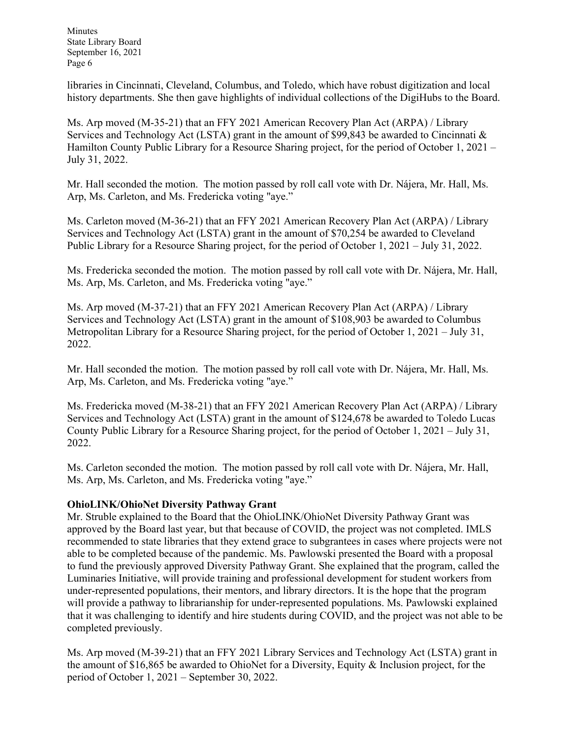libraries in Cincinnati, Cleveland, Columbus, and Toledo, which have robust digitization and local history departments. She then gave highlights of individual collections of the DigiHubs to the Board.

Ms. Arp moved (M-35-21) that an FFY 2021 American Recovery Plan Act (ARPA) / Library Services and Technology Act (LSTA) grant in the amount of $99,843 be awarded to Cincinnati & Hamilton County Public Library for a Resource Sharing project, for the period of October 1, 2021 – July 31, 2022.

Mr. Hall seconded the motion. The motion passed by roll call vote with Dr. Nájera, Mr. Hall, Ms. Arp, Ms. Carleton, and Ms. Fredericka voting "aye."

Ms. Carleton moved (M-36-21) that an FFY 2021 American Recovery Plan Act (ARPA) / Library Services and Technology Act (LSTA) grant in the amount of $70,254 be awarded to Cleveland Public Library for a Resource Sharing project, for the period of October 1, 2021 – July 31, 2022.

Ms. Fredericka seconded the motion. The motion passed by roll call vote with Dr. Nájera, Mr. Hall, Ms. Arp, Ms. Carleton, and Ms. Fredericka voting "aye."

Ms. Arp moved (M-37-21) that an FFY 2021 American Recovery Plan Act (ARPA) / Library Services and Technology Act (LSTA) grant in the amount of $108,903 be awarded to Columbus Metropolitan Library for a Resource Sharing project, for the period of October 1, 2021 – July 31, 2022.

Mr. Hall seconded the motion. The motion passed by roll call vote with Dr. Nájera, Mr. Hall, Ms. Arp, Ms. Carleton, and Ms. Fredericka voting "aye."

Ms. Fredericka moved (M-38-21) that an FFY 2021 American Recovery Plan Act (ARPA) / Library Services and Technology Act (LSTA) grant in the amount of $124,678 be awarded to Toledo Lucas County Public Library for a Resource Sharing project, for the period of October 1, 2021 – July 31, 2022.

Ms. Carleton seconded the motion. The motion passed by roll call vote with Dr. Nájera, Mr. Hall, Ms. Arp, Ms. Carleton, and Ms. Fredericka voting "aye."

**OhioLINK/OhioNet Diversity Pathway Grant**

Mr. Struble explained to the Board that the OhioLINK/OhioNet Diversity Pathway Grant was approved by the Board last year, but that because of COVID, the project was not completed. IMLS recommended to state libraries that they extend grace to subgrantees in cases where projects were not able to be completed because of the pandemic. Ms. Pawlowski presented the Board with a proposal to fund the previously approved Diversity Pathway Grant. She explained that the program, called the Luminaries Initiative, will provide training and professional development for student workers from under-represented populations, their mentors, and library directors. It is the hope that the program will provide a pathway to librarianship for under-represented populations. Ms. Pawlowski explained that it was challenging to identify and hire students during COVID, and the project was not able to be completed previously.

Ms. Arp moved (M-39-21) that an FFY 2021 Library Services and Technology Act (LSTA) grant in the amount of $16,865 be awarded to OhioNet for a Diversity, Equity & Inclusion project, for the period of October 1, 2021 – September 30, 2022.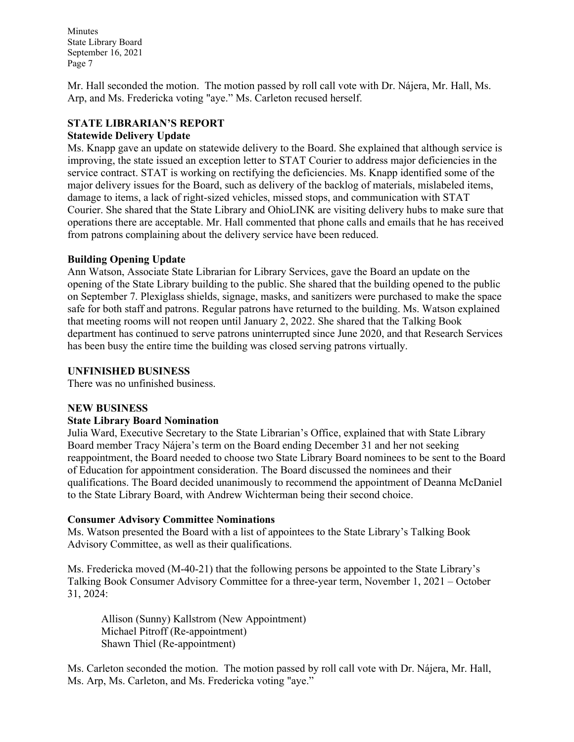Mr. Hall seconded the motion. The motion passed by roll call vote with Dr. Nájera, Mr. Hall, Ms. Arp, and Ms. Fredericka voting "aye." Ms. Carleton recused herself.

## STATE LIBRARIAN'S REPORT

### Statewide Delivery Update

Ms. Knapp gave an update on statewide delivery to the Board. She explained that although service is improving, the state issued an exception letter to STAT Courier to address major deficiencies in the service contract. STAT is working on rectifying the deficiencies. Ms. Knapp identified some of the major delivery issues for the Board, such as delivery of the backlog of materials, mislabeled items, damage to items, a lack of right-sized vehicles, missed stops, and communication with STAT Courier. She shared that the State Library and OhioLINK are visiting delivery hubs to make sure that operations there are acceptable. Mr. Hall commented that phone calls and emails that he has received from patrons complaining about the delivery service have been reduced.

### Building Opening Update

Ann Watson, Associate State Librarian for Library Services, gave the Board an update on the opening of the State Library building to the public. She shared that the building opened to the public on September 7. Plexiglass shields, signage, masks, and sanitizers were purchased to make the space safe for both staff and patrons. Regular patrons have returned to the building. Ms. Watson explained that meeting rooms will not reopen until January 2, 2022. She shared that the Talking Book department has continued to serve patrons uninterrupted since June 2020, and that Research Services has been busy the entire time the building was closed serving patrons virtually.

## UNFINISHED BUSINESS

There was no unfinished business.

## NEW BUSINESS

### State Library Board Nomination

Julia Ward, Executive Secretary to the State Librarian's Office, explained that with State Library Board member Tracy Nájera's term on the Board ending December 31 and her not seeking reappointment, the Board needed to choose two State Library Board nominees to be sent to the Board of Education for appointment consideration. The Board discussed the nominees and their qualifications. The Board decided unanimously to recommend the appointment of Deanna McDaniel to the State Library Board, with Andrew Wichterman being their second choice.

### Consumer Advisory Committee Nominations

Ms. Watson presented the Board with a list of appointees to the State Library's Talking Book Advisory Committee, as well as their qualifications.

Ms. Fredericka moved (M-40-21) that the following persons be appointed to the State Library's Talking Book Consumer Advisory Committee for a three-year term, November 1, 2021 – October 31, 2024:

Allison (Sunny) Kallstrom (New Appointment)
Michael Pitroff (Re-appointment)
Shawn Thiel (Re-appointment)

Ms. Carleton seconded the motion. The motion passed by roll call vote with Dr. Nájera, Mr. Hall, Ms. Arp, Ms. Carleton, and Ms. Fredericka voting "aye."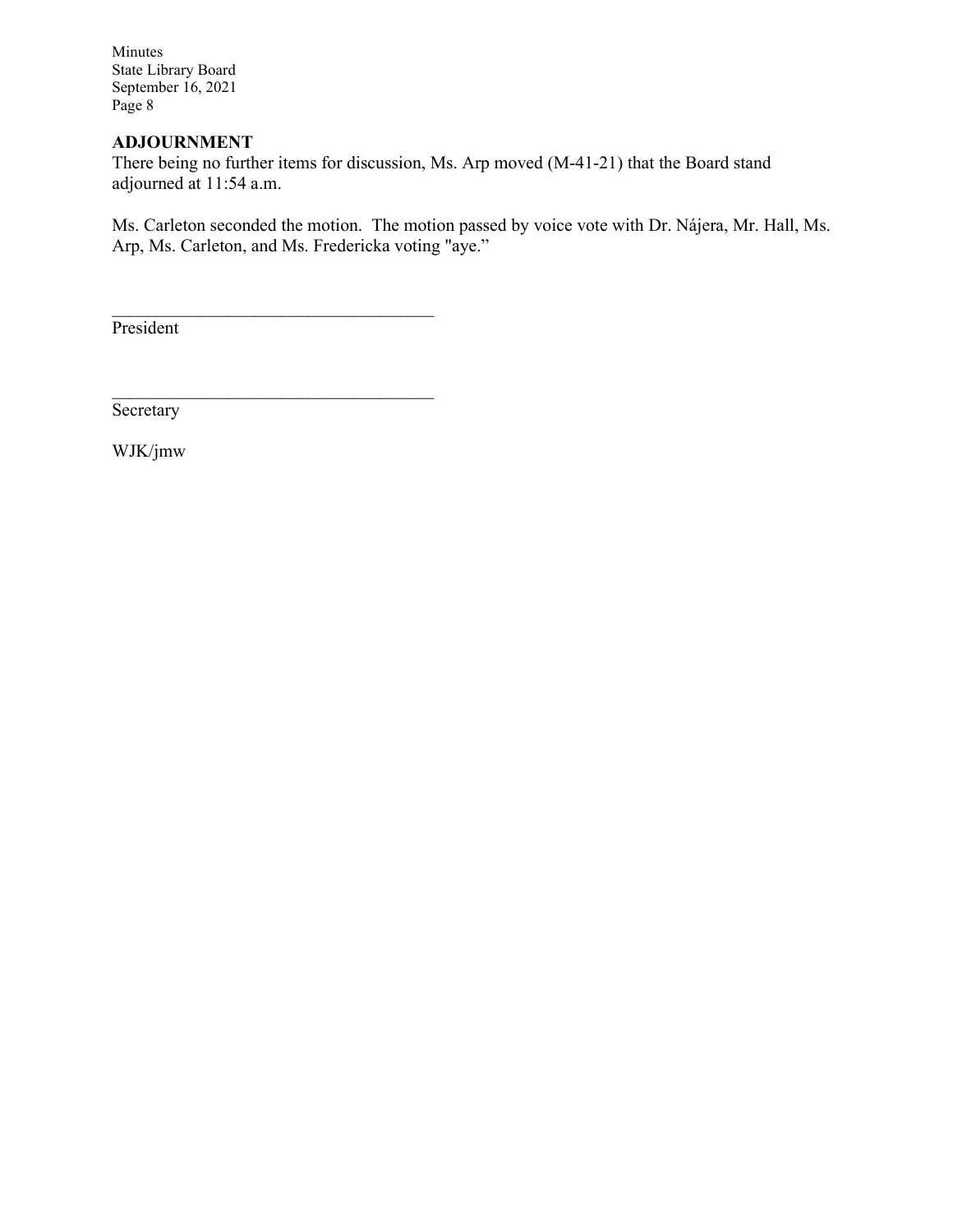## ADJOURNMENT

There being no further items for discussion, Ms. Arp moved (M-41-21) that the Board stand adjourned at 11:54 a.m.

Ms. Carleton seconded the motion. The motion passed by voice vote with Dr. Nájera, Mr. Hall, Ms. Arp, Ms. Carleton, and Ms. Fredericka voting "aye."

\_\_\_\_\_\_\_\_\_\_\_\_\_\_\_\_\_\_\_\_\_\_\_\_\_\_\_\_\_\_\_\_\_\_\_\_

President

\_\_\_\_\_\_\_\_\_\_\_\_\_\_\_\_\_\_\_\_\_\_\_\_\_\_\_\_\_\_\_\_\_\_\_\_

Secretary

WJK/jmw